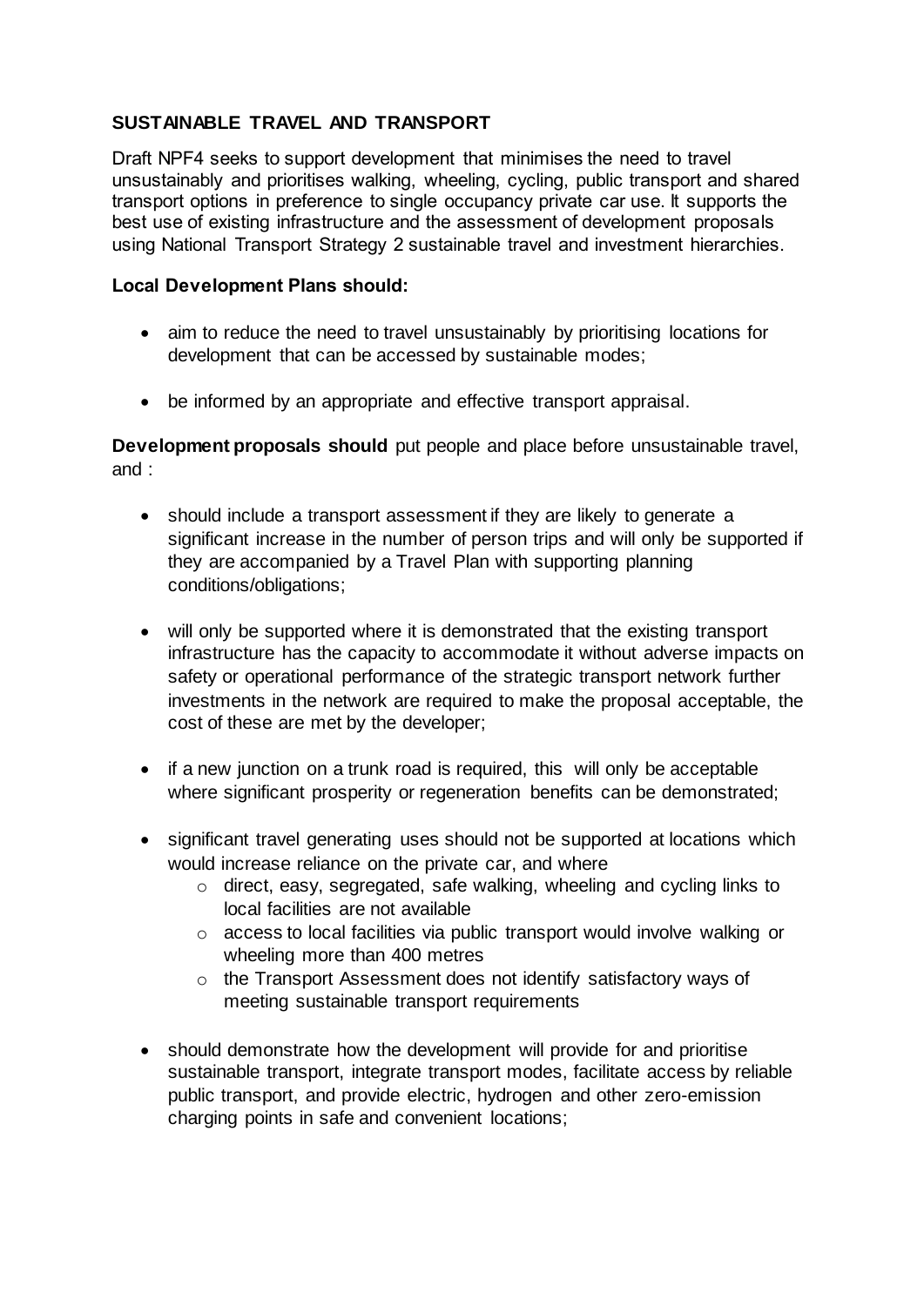**SUSTAINABLE TRAVEL AND TRANSPORT**

Draft NPF4 seeks to support development that minimises the need to travel unsustainably and prioritises walking, wheeling, cycling, public transport and shared transport options in preference to single occupancy private car use. It supports the best use of existing infrastructure and the assessment of development proposals using National Transport Strategy 2 sustainable travel and investment hierarchies.

**Local Development Plans should:**

- aim to reduce the need to travel unsustainably by prioritising locations for development that can be accessed by sustainable modes;
- be informed by an appropriate and effective transport appraisal.

**Development proposals should** put people and place before unsustainable travel, and :

- should include a transport assessment if they are likely to generate a significant increase in the number of person trips and will only be supported if they are accompanied by a Travel Plan with supporting planning conditions/obligations;
- will only be supported where it is demonstrated that the existing transport infrastructure has the capacity to accommodate it without adverse impacts on safety or operational performance of the strategic transport network further investments in the network are required to make the proposal acceptable, the cost of these are met by the developer;
- if a new junction on a trunk road is required, this will only be acceptable where significant prosperity or regeneration benefits can be demonstrated;
- significant travel generating uses should not be supported at locations which would increase reliance on the private car, and where
  - direct, easy, segregated, safe walking, wheeling and cycling links to local facilities are not available
  - access to local facilities via public transport would involve walking or wheeling more than 400 metres
  - the Transport Assessment does not identify satisfactory ways of meeting sustainable transport requirements
- should demonstrate how the development will provide for and prioritise sustainable transport, integrate transport modes, facilitate access by reliable public transport, and provide electric, hydrogen and other zero-emission charging points in safe and convenient locations;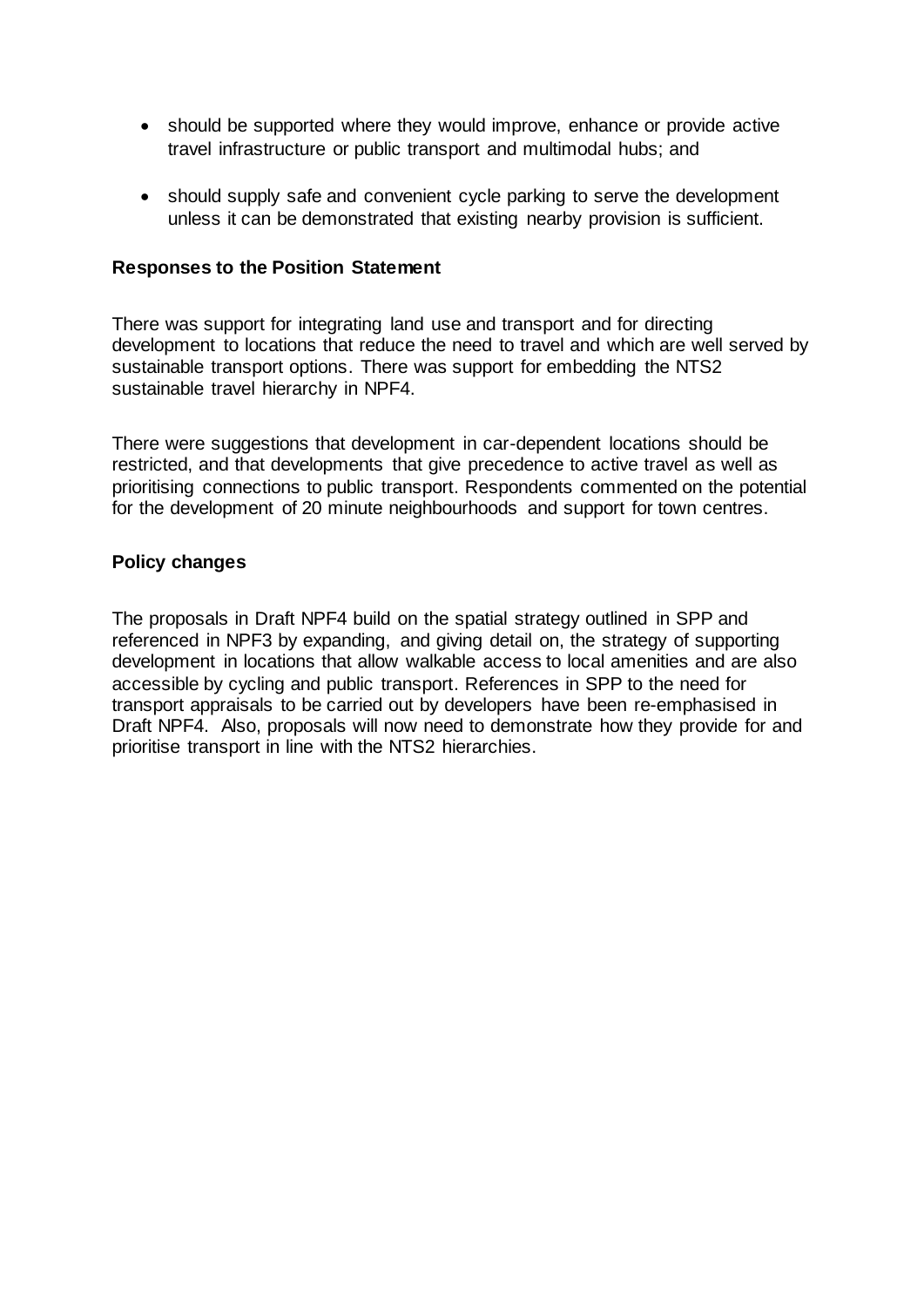- should be supported where they would improve, enhance or provide active travel infrastructure or public transport and multimodal hubs; and
- should supply safe and convenient cycle parking to serve the development unless it can be demonstrated that existing nearby provision is sufficient.

**Responses to the Position Statement**

There was support for integrating land use and transport and for directing development to locations that reduce the need to travel and which are well served by sustainable transport options. There was support for embedding the NTS2 sustainable travel hierarchy in NPF4.

There were suggestions that development in car-dependent locations should be restricted, and that developments that give precedence to active travel as well as prioritising connections to public transport. Respondents commented on the potential for the development of 20 minute neighbourhoods and support for town centres.

**Policy changes**

The proposals in Draft NPF4 build on the spatial strategy outlined in SPP and referenced in NPF3 by expanding, and giving detail on, the strategy of supporting development in locations that allow walkable access to local amenities and are also accessible by cycling and public transport. References in SPP to the need for transport appraisals to be carried out by developers have been re-emphasised in Draft NPF4. Also, proposals will now need to demonstrate how they provide for and prioritise transport in line with the NTS2 hierarchies.